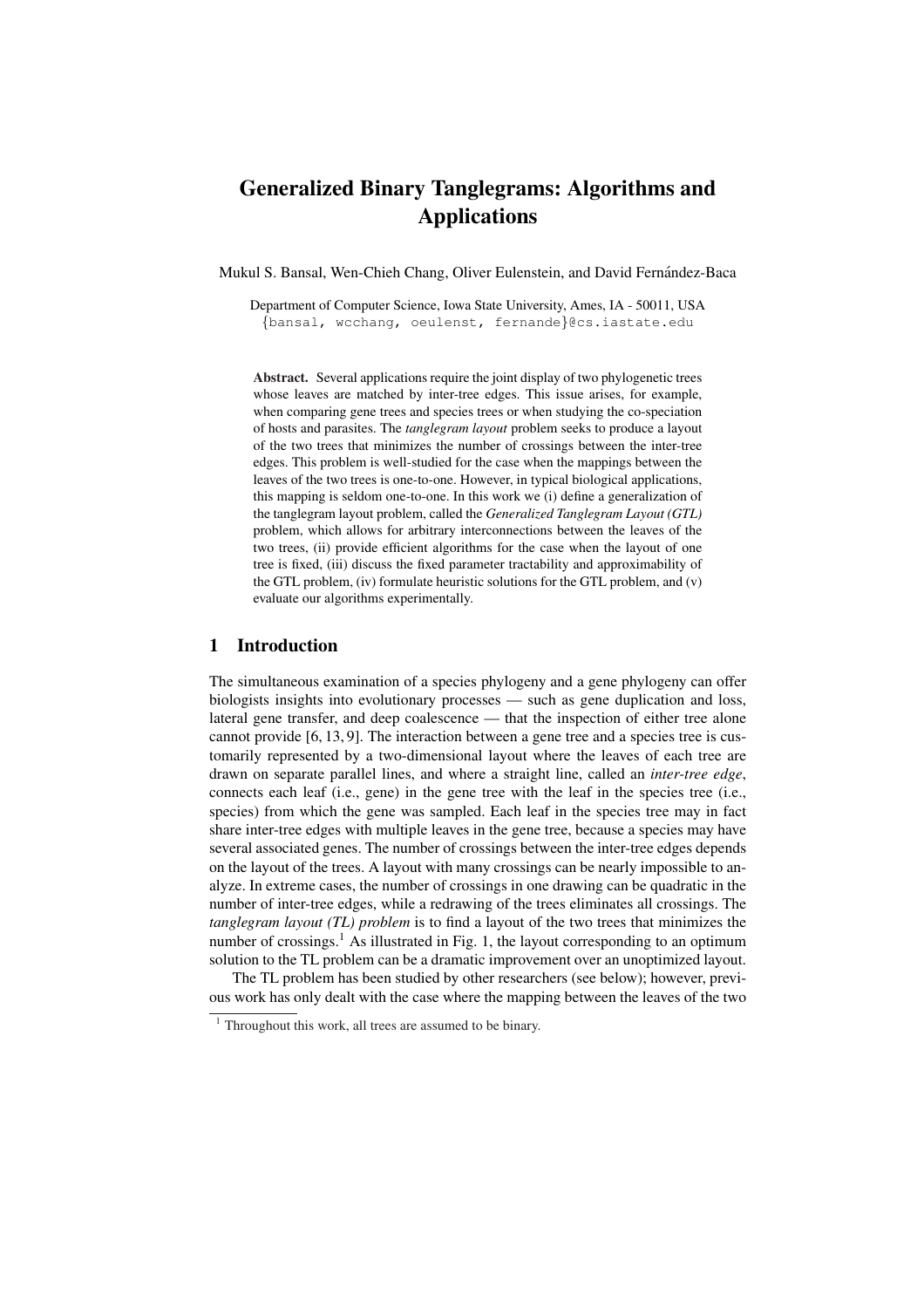# Generalized Binary Tanglegrams: Algorithms and Applications

Mukul S. Bansal, Wen-Chieh Chang, Oliver Eulenstein, and David Fernández-Baca

Department of Computer Science, Iowa State University, Ames, IA - 50011, USA
{bansal, wcchang, oeulenst, fernande}@cs.iastate.edu

**Abstract.** Several applications require the joint display of two phylogenetic trees whose leaves are matched by inter-tree edges. This issue arises, for example, when comparing gene trees and species trees or when studying the co-speciation of hosts and parasites. The *tanglegram layout* problem seeks to produce a layout of the two trees that minimizes the number of crossings between the inter-tree edges. This problem is well-studied for the case when the mappings between the leaves of the two trees is one-to-one. However, in typical biological applications, this mapping is seldom one-to-one. In this work we (i) define a generalization of the tanglegram layout problem, called the *Generalized Tanglegram Layout (GTL)* problem, which allows for arbitrary interconnections between the leaves of the two trees, (ii) provide efficient algorithms for the case when the layout of one tree is fixed, (iii) discuss the fixed parameter tractability and approximability of the GTL problem, (iv) formulate heuristic solutions for the GTL problem, and (v) evaluate our algorithms experimentally.

## 1 Introduction

The simultaneous examination of a species phylogeny and a gene phylogeny can offer biologists insights into evolutionary processes — such as gene duplication and loss, lateral gene transfer, and deep coalescence — that the inspection of either tree alone cannot provide [6, 13, 9]. The interaction between a gene tree and a species tree is customarily represented by a two-dimensional layout where the leaves of each tree are drawn on separate parallel lines, and where a straight line, called an *inter-tree edge*, connects each leaf (i.e., gene) in the gene tree with the leaf in the species tree (i.e., species) from which the gene was sampled. Each leaf in the species tree may in fact share inter-tree edges with multiple leaves in the gene tree, because a species may have several associated genes. The number of crossings between the inter-tree edges depends on the layout of the trees. A layout with many crossings can be nearly impossible to analyze. In extreme cases, the number of crossings in one drawing can be quadratic in the number of inter-tree edges, while a redrawing of the trees eliminates all crossings. The *tanglegram layout (TL) problem* is to find a layout of the two trees that minimizes the number of crossings.[1] As illustrated in Fig. 1, the layout corresponding to an optimum solution to the TL problem can be a dramatic improvement over an unoptimized layout.

The TL problem has been studied by other researchers (see below); however, previous work has only dealt with the case where the mapping between the leaves of the two

[1] Throughout this work, all trees are assumed to be binary.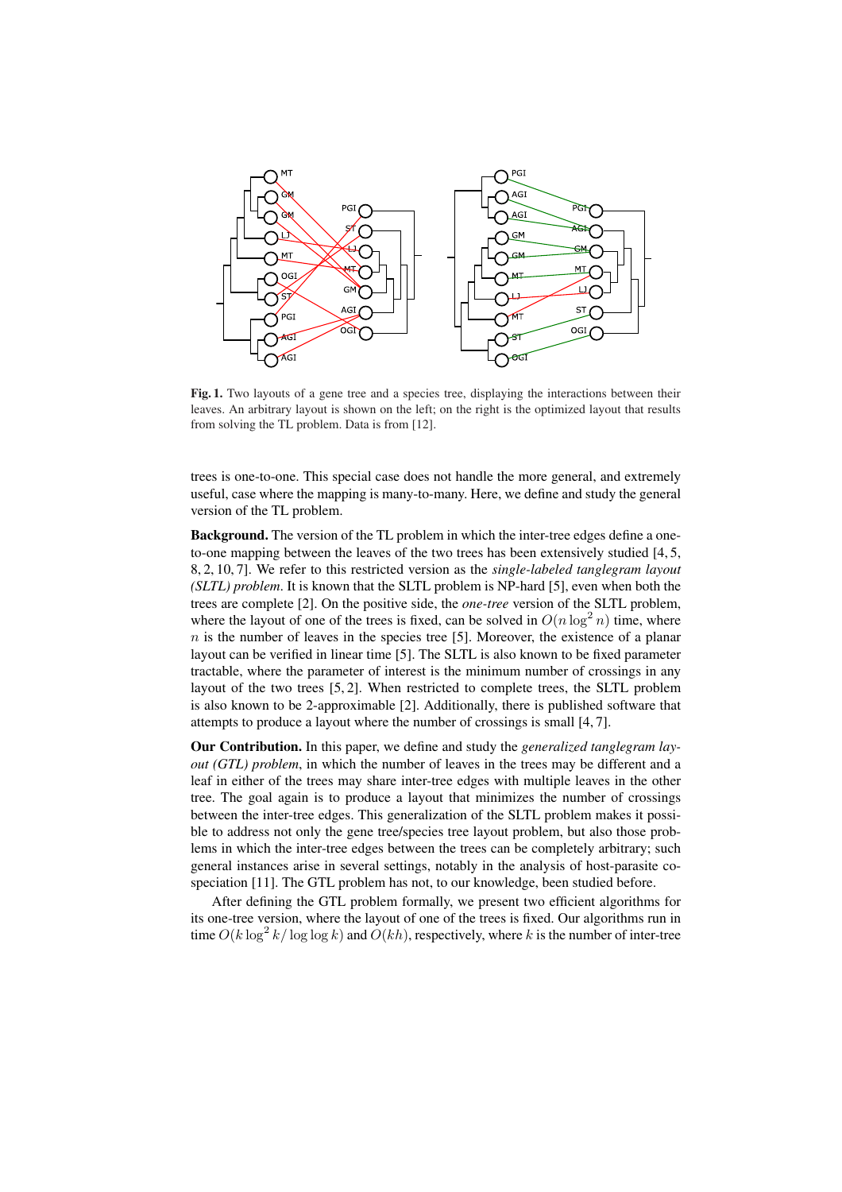MT
GM
GM
LJ
MT
OGI
ST
PGI
AGI
AGI

PGI
ST
LJ
MT
GM
AGI
OGI

PGI
AGI
AGI
GM
GM
MT
LJ
MT
ST
OGI

PGI
AGI
GM
MT
LJ
ST
OGI

**Fig. 1.** Two layouts of a gene tree and a species tree, displaying the interactions between their leaves. An arbitrary layout is shown on the left; on the right is the optimized layout that results from solving the TL problem. Data is from [12].

trees is one-to-one. This special case does not handle the more general, and extremely useful, case where the mapping is many-to-many. Here, we define and study the general version of the TL problem.

**Background.** The version of the TL problem in which the inter-tree edges define a one-to-one mapping between the leaves of the two trees has been extensively studied [4, 5, 8, 2, 10, 7]. We refer to this restricted version as the *single-labeled tanglegram layout (SLTL) problem*. It is known that the SLTL problem is NP-hard [5], even when both the trees are complete [2]. On the positive side, the *one-tree* version of the SLTL problem, where the layout of one of the trees is fixed, can be solved in $O(n \log^2 n)$ time, where $n$ is the number of leaves in the species tree [5]. Moreover, the existence of a planar layout can be verified in linear time [5]. The SLTL is also known to be fixed parameter tractable, where the parameter of interest is the minimum number of crossings in any layout of the two trees [5, 2]. When restricted to complete trees, the SLTL problem is also known to be 2-approximable [2]. Additionally, there is published software that attempts to produce a layout where the number of crossings is small [4, 7].

**Our Contribution.** In this paper, we define and study the *generalized tanglegram layout (GTL) problem*, in which the number of leaves in the trees may be different and a leaf in either of the trees may share inter-tree edges with multiple leaves in the other tree. The goal again is to produce a layout that minimizes the number of crossings between the inter-tree edges. This generalization of the SLTL problem makes it possible to address not only the gene tree/species tree layout problem, but also those problems in which the inter-tree edges between the trees can be completely arbitrary; such general instances arise in several settings, notably in the analysis of host-parasite co-speciation [11]. The GTL problem has not, to our knowledge, been studied before.

After defining the GTL problem formally, we present two efficient algorithms for its one-tree version, where the layout of one of the trees is fixed. Our algorithms run in time $O(k \log^2 k / \log \log k)$ and $O(kh)$, respectively, where $k$ is the number of inter-tree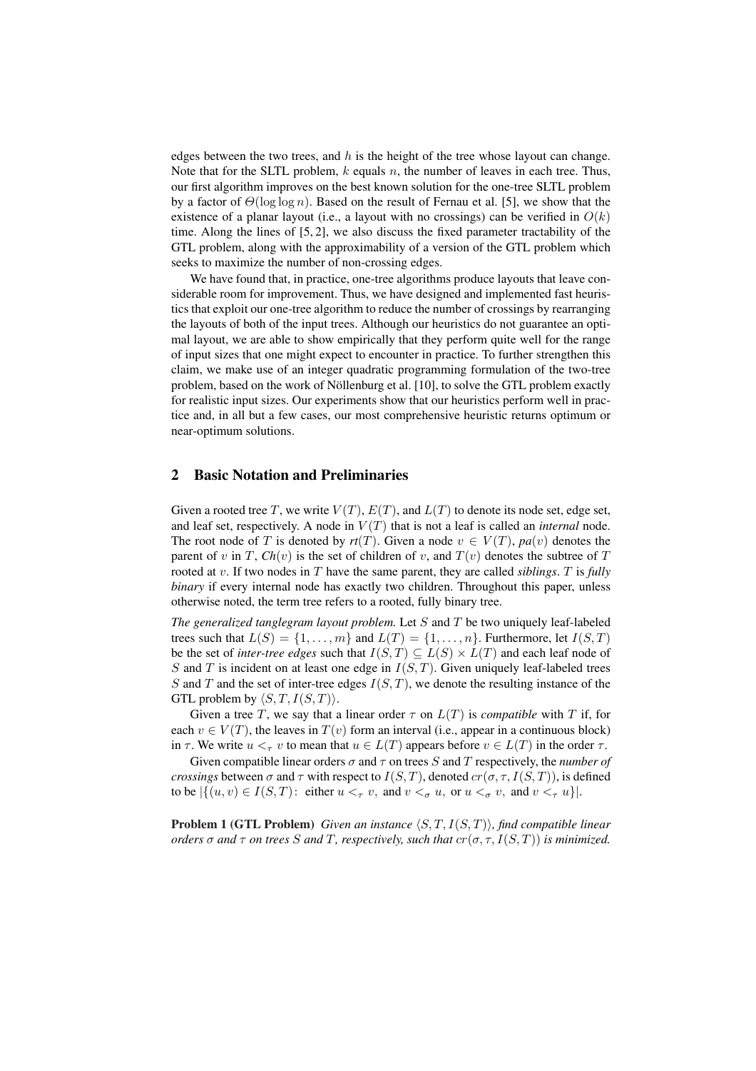edges between the two trees, and $h$ is the height of the tree whose layout can change. Note that for the SLTL problem, $k$ equals $n$, the number of leaves in each tree. Thus, our first algorithm improves on the best known solution for the one-tree SLTL problem by a factor of $\Theta(\log \log n)$. Based on the result of Fernau et al. [5], we show that the existence of a planar layout (i.e., a layout with no crossings) can be verified in $O(k)$ time. Along the lines of [5, 2], we also discuss the fixed parameter tractability of the GTL problem, along with the approximability of a version of the GTL problem which seeks to maximize the number of non-crossing edges.

We have found that, in practice, one-tree algorithms produce layouts that leave considerable room for improvement. Thus, we have designed and implemented fast heuristics that exploit our one-tree algorithm to reduce the number of crossings by rearranging the layouts of both of the input trees. Although our heuristics do not guarantee an optimal layout, we are able to show empirically that they perform quite well for the range of input sizes that one might expect to encounter in practice. To further strengthen this claim, we make use of an integer quadratic programming formulation of the two-tree problem, based on the work of Nöllenburg et al. [10], to solve the GTL problem exactly for realistic input sizes. Our experiments show that our heuristics perform well in practice and, in all but a few cases, our most comprehensive heuristic returns optimum or near-optimum solutions.

## 2 Basic Notation and Preliminaries

Given a rooted tree $T$, we write $V(T)$, $E(T)$, and $L(T)$ to denote its node set, edge set, and leaf set, respectively. A node in $V(T)$ that is not a leaf is called an *internal* node. The root node of $T$ is denoted by $rt(T)$. Given a node $v \in V(T)$, $pa(v)$ denotes the parent of $v$ in $T$, $Ch(v)$ is the set of children of $v$, and $T(v)$ denotes the subtree of $T$ rooted at $v$. If two nodes in $T$ have the same parent, they are called *siblings*. $T$ is *fully binary* if every internal node has exactly two children. Throughout this paper, unless otherwise noted, the term tree refers to a rooted, fully binary tree.

*The generalized tanglegram layout problem.* Let $S$ and $T$ be two uniquely leaf-labeled trees such that $L(S) = \{1, \ldots, m\}$ and $L(T) = \{1, \ldots, n\}$. Furthermore, let $I(S,T)$ be the set of *inter-tree edges* such that $I(S,T) \subseteq L(S) \times L(T)$ and each leaf node of $S$ and $T$ is incident on at least one edge in $I(S,T)$. Given uniquely leaf-labeled trees $S$ and $T$ and the set of inter-tree edges $I(S,T)$, we denote the resulting instance of the GTL problem by $\langle S, T, I(S,T)\rangle$.

Given a tree $T$, we say that a linear order $\tau$ on $L(T)$ is *compatible* with $T$ if, for each $v \in V(T)$, the leaves in $T(v)$ form an interval (i.e., appear in a continuous block) in $\tau$. We write $u <_\tau v$ to mean that $u \in L(T)$ appears before $v \in L(T)$ in the order $\tau$.

Given compatible linear orders $\sigma$ and $\tau$ on trees $S$ and $T$ respectively, the *number of crossings* between $\sigma$ and $\tau$ with respect to $I(S,T)$, denoted $cr(\sigma, \tau, I(S,T))$, is defined to be $|\{(u,v) \in I(S,T)\colon$ either $u <_\tau v,$ and $v <_\sigma u,$ or $u <_\sigma v,$ and $v <_\tau u\}|$.

**Problem 1 (GTL Problem)** *Given an instance $\langle S, T, I(S,T)\rangle$, find compatible linear orders $\sigma$ and $\tau$ on trees $S$ and $T$, respectively, such that $cr(\sigma, \tau, I(S,T))$ is minimized.*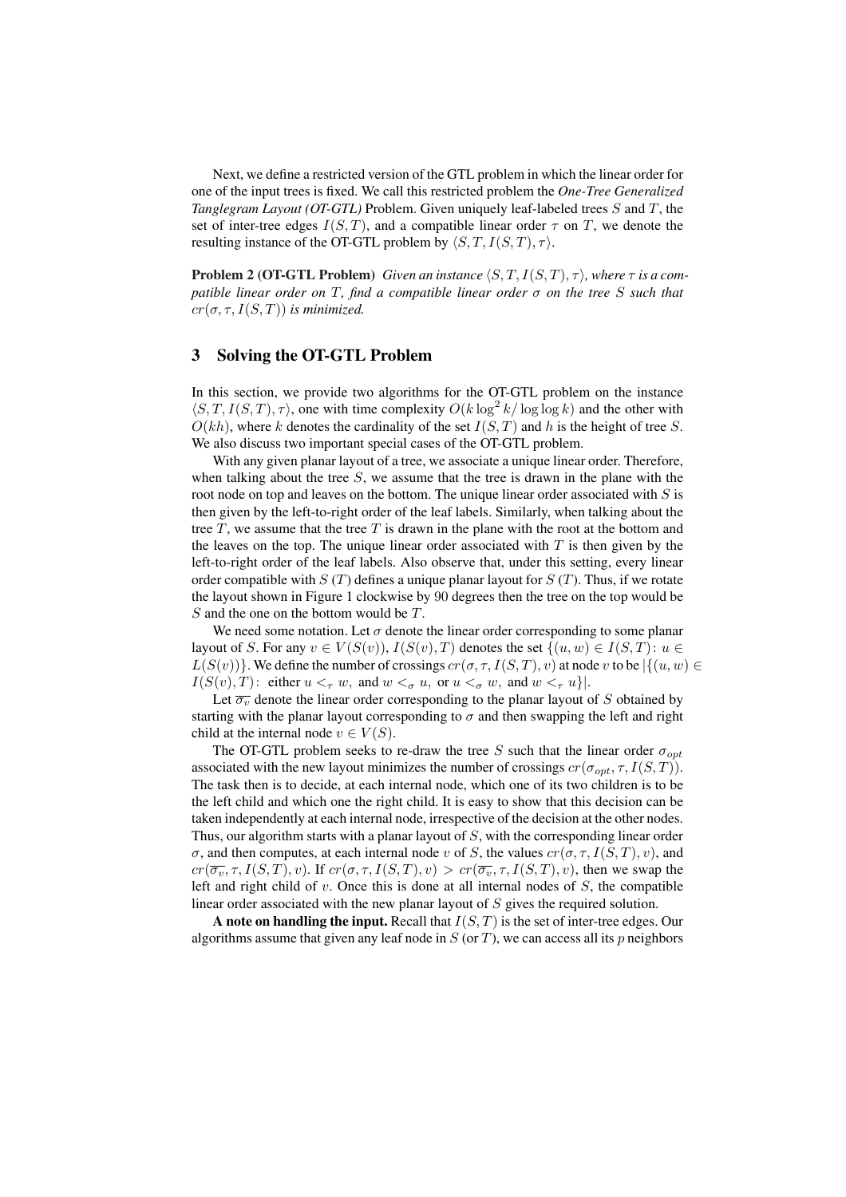Next, we define a restricted version of the GTL problem in which the linear order for one of the input trees is fixed. We call this restricted problem the *One-Tree Generalized Tanglegram Layout (OT-GTL)* Problem. Given uniquely leaf-labeled trees $S$ and $T$, the set of inter-tree edges $I(S,T)$, and a compatible linear order $\tau$ on $T$, we denote the resulting instance of the OT-GTL problem by $\langle S, T, I(S,T), \tau \rangle$.

**Problem 2 (OT-GTL Problem)** *Given an instance $\langle S, T, I(S,T), \tau \rangle$, where $\tau$ is a compatible linear order on $T$, find a compatible linear order $\sigma$ on the tree $S$ such that $cr(\sigma, \tau, I(S,T))$ is minimized.*

## 3 Solving the OT-GTL Problem

In this section, we provide two algorithms for the OT-GTL problem on the instance $\langle S, T, I(S,T), \tau \rangle$, one with time complexity $O(k \log^2 k / \log \log k)$ and the other with $O(kh)$, where $k$ denotes the cardinality of the set $I(S,T)$ and $h$ is the height of tree $S$. We also discuss two important special cases of the OT-GTL problem.

With any given planar layout of a tree, we associate a unique linear order. Therefore, when talking about the tree $S$, we assume that the tree is drawn in the plane with the root node on top and leaves on the bottom. The unique linear order associated with $S$ is then given by the left-to-right order of the leaf labels. Similarly, when talking about the tree $T$, we assume that the tree $T$ is drawn in the plane with the root at the bottom and the leaves on the top. The unique linear order associated with $T$ is then given by the left-to-right order of the leaf labels. Also observe that, under this setting, every linear order compatible with $S$ ($T$) defines a unique planar layout for $S$ ($T$). Thus, if we rotate the layout shown in Figure 1 clockwise by 90 degrees then the tree on the top would be $S$ and the one on the bottom would be $T$.

We need some notation. Let $\sigma$ denote the linear order corresponding to some planar layout of $S$. For any $v \in V(S(v))$, $I(S(v), T)$ denotes the set $\{(u,w) \in I(S,T) \colon u \in L(S(v))\}$. We define the number of crossings $cr(\sigma, \tau, I(S,T), v)$ at node $v$ to be $|\{(u,w) \in I(S(v),T) \colon \text{ either } u <_\tau w, \text{ and } w <_\sigma u, \text{ or } u <_\sigma w, \text{ and } w <_\tau u\}|$.

Let $\overline{\sigma_v}$ denote the linear order corresponding to the planar layout of $S$ obtained by starting with the planar layout corresponding to $\sigma$ and then swapping the left and right child at the internal node $v \in V(S)$.

The OT-GTL problem seeks to re-draw the tree $S$ such that the linear order $\sigma_{opt}$ associated with the new layout minimizes the number of crossings $cr(\sigma_{opt}, \tau, I(S,T))$. The task then is to decide, at each internal node, which one of its two children is to be the left child and which one the right child. It is easy to show that this decision can be taken independently at each internal node, irrespective of the decision at the other nodes. Thus, our algorithm starts with a planar layout of $S$, with the corresponding linear order $\sigma$, and then computes, at each internal node $v$ of $S$, the values $cr(\sigma, \tau, I(S,T), v)$, and $cr(\overline{\sigma_v}, \tau, I(S,T), v)$. If $cr(\sigma, \tau, I(S,T), v) > cr(\overline{\sigma_v}, \tau, I(S,T), v)$, then we swap the left and right child of $v$. Once this is done at all internal nodes of $S$, the compatible linear order associated with the new planar layout of $S$ gives the required solution.

**A note on handling the input.** Recall that $I(S,T)$ is the set of inter-tree edges. Our algorithms assume that given any leaf node in $S$ (or $T$), we can access all its $p$ neighbors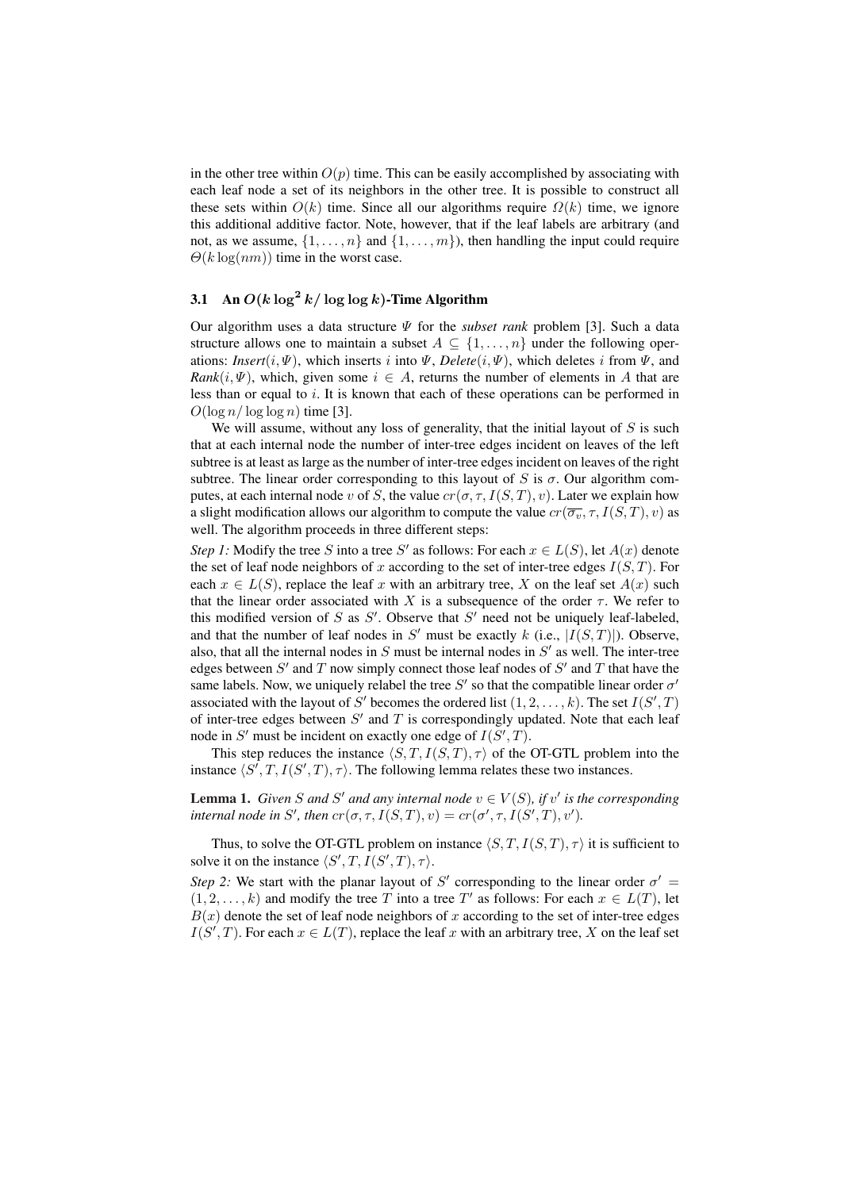in the other tree within $O(p)$ time. This can be easily accomplished by associating with each leaf node a set of its neighbors in the other tree. It is possible to construct all these sets within $O(k)$ time. Since all our algorithms require $\Omega(k)$ time, we ignore this additional additive factor. Note, however, that if the leaf labels are arbitrary (and not, as we assume, $\{1, \ldots, n\}$ and $\{1, \ldots, m\}$), then handling the input could require $\Theta(k \log(nm))$ time in the worst case.

### 3.1 An $O(k \log^2 k / \log \log k)$-Time Algorithm

Our algorithm uses a data structure $\Psi$ for the *subset rank* problem [3]. Such a data structure allows one to maintain a subset $A \subseteq \{1, \ldots, n\}$ under the following operations: *Insert*$(i, \Psi)$, which inserts $i$ into $\Psi$, *Delete*$(i, \Psi)$, which deletes $i$ from $\Psi$, and *Rank*$(i, \Psi)$, which, given some $i \in A$, returns the number of elements in $A$ that are less than or equal to $i$. It is known that each of these operations can be performed in $O(\log n / \log \log n)$ time [3].

We will assume, without any loss of generality, that the initial layout of $S$ is such that at each internal node the number of inter-tree edges incident on leaves of the left subtree is at least as large as the number of inter-tree edges incident on leaves of the right subtree. The linear order corresponding to this layout of $S$ is $\sigma$. Our algorithm computes, at each internal node $v$ of $S$, the value $cr(\sigma, \tau, I(S,T), v)$. Later we explain how a slight modification allows our algorithm to compute the value $cr(\overline{\sigma_v}, \tau, I(S,T), v)$ as well. The algorithm proceeds in three different steps:

*Step 1:* Modify the tree $S$ into a tree $S'$ as follows: For each $x \in L(S)$, let $A(x)$ denote the set of leaf node neighbors of $x$ according to the set of inter-tree edges $I(S,T)$. For each $x \in L(S)$, replace the leaf $x$ with an arbitrary tree, $X$ on the leaf set $A(x)$ such that the linear order associated with $X$ is a subsequence of the order $\tau$. We refer to this modified version of $S$ as $S'$. Observe that $S'$ need not be uniquely leaf-labeled, and that the number of leaf nodes in $S'$ must be exactly $k$ (i.e., $|I(S,T)|$). Observe, also, that all the internal nodes in $S$ must be internal nodes in $S'$ as well. The inter-tree edges between $S'$ and $T$ now simply connect those leaf nodes of $S'$ and $T$ that have the same labels. Now, we uniquely relabel the tree $S'$ so that the compatible linear order $\sigma'$ associated with the layout of $S'$ becomes the ordered list $(1, 2, \ldots, k)$. The set $I(S', T)$ of inter-tree edges between $S'$ and $T$ is correspondingly updated. Note that each leaf node in $S'$ must be incident on exactly one edge of $I(S', T)$.

This step reduces the instance $\langle S, T, I(S,T), \tau \rangle$ of the OT-GTL problem into the instance $\langle S', T, I(S', T), \tau \rangle$. The following lemma relates these two instances.

**Lemma 1.** *Given $S$ and $S'$ and any internal node $v \in V(S)$, if $v'$ is the corresponding internal node in $S'$, then $cr(\sigma, \tau, I(S,T), v) = cr(\sigma', \tau, I(S', T), v')$.*

Thus, to solve the OT-GTL problem on instance $\langle S, T, I(S,T), \tau \rangle$ it is sufficient to solve it on the instance $\langle S', T, I(S', T), \tau \rangle$.

*Step 2:* We start with the planar layout of $S'$ corresponding to the linear order $\sigma' = (1, 2, \ldots, k)$ and modify the tree $T$ into a tree $T'$ as follows: For each $x \in L(T)$, let $B(x)$ denote the set of leaf node neighbors of $x$ according to the set of inter-tree edges $I(S', T)$. For each $x \in L(T)$, replace the leaf $x$ with an arbitrary tree, $X$ on the leaf set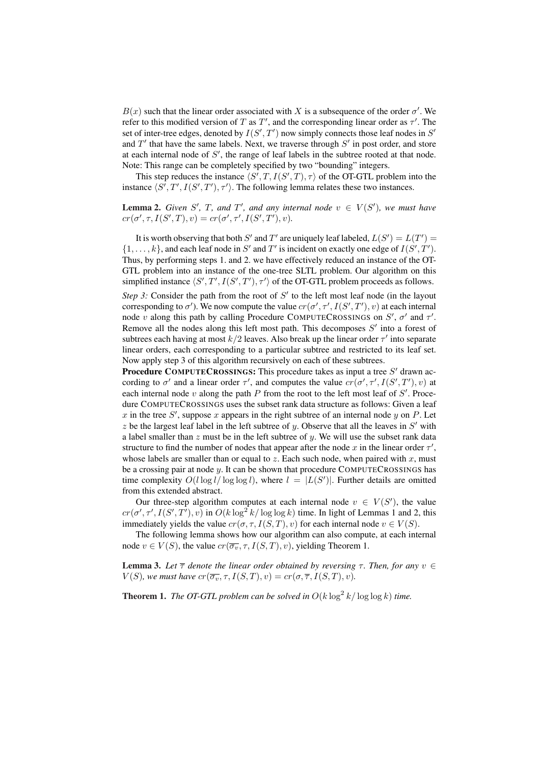$B(x)$ such that the linear order associated with $X$ is a subsequence of the order $\sigma'$. We refer to this modified version of $T$ as $T'$, and the corresponding linear order as $\tau'$. The set of inter-tree edges, denoted by $I(S', T')$ now simply connects those leaf nodes in $S'$ and $T'$ that have the same labels. Next, we traverse through $S'$ in post order, and store at each internal node of $S'$, the range of leaf labels in the subtree rooted at that node. Note: This range can be completely specified by two "bounding" integers.

This step reduces the instance $\langle S', T, I(S', T), \tau \rangle$ of the OT-GTL problem into the instance $\langle S', T', I(S', T'), \tau' \rangle$. The following lemma relates these two instances.

**Lemma 2.** *Given $S'$, $T$, and $T'$, and any internal node $v \in V(S')$, we must have $cr(\sigma', \tau, I(S', T), v) = cr(\sigma', \tau', I(S', T'), v)$.*

It is worth observing that both $S'$ and $T'$ are uniquely leaf labeled, $L(S') = L(T') = \{1, \ldots, k\}$, and each leaf node in $S'$ and $T'$ is incident on exactly one edge of $I(S', T')$. Thus, by performing steps 1. and 2. we have effectively reduced an instance of the OT-GTL problem into an instance of the one-tree SLTL problem. Our algorithm on this simplified instance $\langle S', T', I(S', T'), \tau' \rangle$ of the OT-GTL problem proceeds as follows.

*Step 3:* Consider the path from the root of $S'$ to the left most leaf node (in the layout corresponding to $\sigma'$). We now compute the value $cr(\sigma', \tau', I(S', T'), v)$ at each internal node $v$ along this path by calling Procedure ComputeCrossings on $S'$, $\sigma'$ and $\tau'$. Remove all the nodes along this left most path. This decomposes $S'$ into a forest of subtrees each having at most $k/2$ leaves. Also break up the linear order $\tau'$ into separate linear orders, each corresponding to a particular subtree and restricted to its leaf set. Now apply step 3 of this algorithm recursively on each of these subtrees.

**Procedure ComputeCrossings:** This procedure takes as input a tree $S'$ drawn according to $\sigma'$ and a linear order $\tau'$, and computes the value $cr(\sigma', \tau', I(S', T'), v)$ at each internal node $v$ along the path $P$ from the root to the left most leaf of $S'$. Procedure ComputeCrossings uses the subset rank data structure as follows: Given a leaf $x$ in the tree $S'$, suppose $x$ appears in the right subtree of an internal node $y$ on $P$. Let $z$ be the largest leaf label in the left subtree of $y$. Observe that all the leaves in $S'$ with a label smaller than $z$ must be in the left subtree of $y$. We will use the subset rank data structure to find the number of nodes that appear after the node $x$ in the linear order $\tau'$, whose labels are smaller than or equal to $z$. Each such node, when paired with $x$, must be a crossing pair at node $y$. It can be shown that procedure ComputeCrossings has time complexity $O(l \log l / \log \log l)$, where $l = |L(S')|$. Further details are omitted from this extended abstract.

Our three-step algorithm computes at each internal node $v \in V(S')$, the value $cr(\sigma', \tau', I(S', T'), v)$ in $O(k \log^2 k / \log \log k)$ time. In light of Lemmas 1 and 2, this immediately yields the value $cr(\sigma, \tau, I(S, T), v)$ for each internal node $v \in V(S)$.

The following lemma shows how our algorithm can also compute, at each internal node $v \in V(S)$, the value $cr(\overline{\sigma_v}, \tau, I(S, T), v)$, yielding Theorem 1.

**Lemma 3.** *Let $\overline{\tau}$ denote the linear order obtained by reversing $\tau$. Then, for any $v \in V(S)$, we must have $cr(\overline{\sigma_v}, \tau, I(S, T), v) = cr(\sigma, \overline{\tau}, I(S, T), v)$.*

**Theorem 1.** *The OT-GTL problem can be solved in $O(k \log^2 k / \log \log k)$ time.*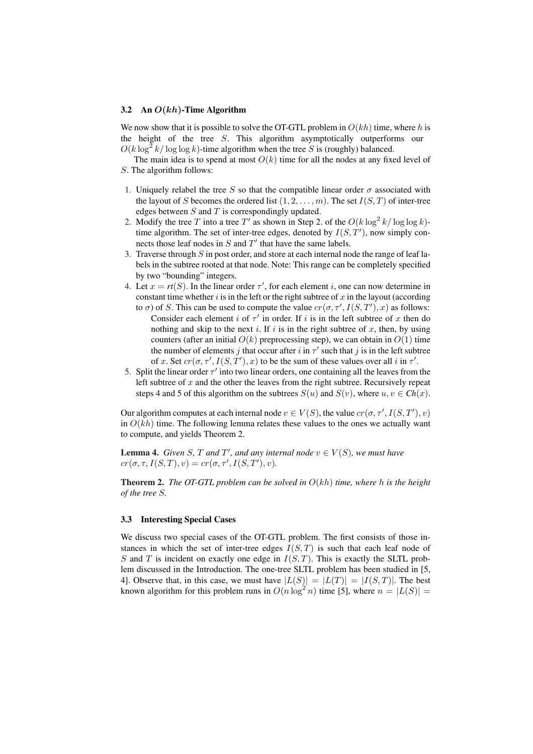### 3.2 An $O(kh)$-Time Algorithm

We now show that it is possible to solve the OT-GTL problem in $O(kh)$ time, where $h$ is the height of the tree $S$. This algorithm asymptotically outperforms our $O(k \log^2 k/ \log\log k)$-time algorithm when the tree $S$ is (roughly) balanced.

The main idea is to spend at most $O(k)$ time for all the nodes at any fixed level of $S$. The algorithm follows:

1. Uniquely relabel the tree $S$ so that the compatible linear order $\sigma$ associated with the layout of $S$ becomes the ordered list $(1, 2, \ldots, m)$. The set $I(S,T)$ of inter-tree edges between $S$ and $T$ is correspondingly updated.
2. Modify the tree $T$ into a tree $T'$ as shown in Step 2. of the $O(k \log^2 k/ \log\log k)$-time algorithm. The set of inter-tree edges, denoted by $I(S,T')$, now simply connects those leaf nodes in $S$ and $T'$ that have the same labels.
3. Traverse through $S$ in post order, and store at each internal node the range of leaf labels in the subtree rooted at that node. Note: This range can be completely specified by two "bounding" integers.
4. Let $x = rt(S)$. In the linear order $\tau'$, for each element $i$, one can now determine in constant time whether $i$ is in the left or the right subtree of $x$ in the layout (according to $\sigma$) of $S$. This can be used to compute the value $cr(\sigma, \tau', I(S,T'), x)$ as follows:
   Consider each element $i$ of $\tau'$ in order. If $i$ is in the left subtree of $x$ then do nothing and skip to the next $i$. If $i$ is in the right subtree of $x$, then, by using counters (after an initial $O(k)$ preprocessing step), we can obtain in $O(1)$ time the number of elements $j$ that occur after $i$ in $\tau'$ such that $j$ is in the left subtree of $x$. Set $cr(\sigma, \tau', I(S,T'), x)$ to be the sum of these values over all $i$ in $\tau'$.
5. Split the linear order $\tau'$ into two linear orders, one containing all the leaves from the left subtree of $x$ and the other the leaves from the right subtree. Recursively repeat steps 4 and 5 of this algorithm on the subtrees $S(u)$ and $S(v)$, where $u, v \in Ch(x)$.

Our algorithm computes at each internal node $v \in V(S)$, the value $cr(\sigma, \tau', I(S,T'), v)$ in $O(kh)$ time. The following lemma relates these values to the ones we actually want to compute, and yields Theorem 2.

**Lemma 4.** *Given $S$, $T$ and $T'$, and any internal node $v \in V(S)$, we must have* $cr(\sigma, \tau, I(S,T), v) = cr(\sigma, \tau', I(S,T'), v)$.

**Theorem 2.** *The OT-GTL problem can be solved in $O(kh)$ time, where $h$ is the height of the tree $S$.*

### 3.3 Interesting Special Cases

We discuss two special cases of the OT-GTL problem. The first consists of those instances in which the set of inter-tree edges $I(S,T)$ is such that each leaf node of $S$ and $T$ is incident on exactly one edge in $I(S,T)$. This is exactly the SLTL problem discussed in the Introduction. The one-tree SLTL problem has been studied in [5, 4]. Observe that, in this case, we must have $|L(S)| = |L(T)| = |I(S,T)|$. The best known algorithm for this problem runs in $O(n \log^2 n)$ time [5], where $n = |L(S)| =$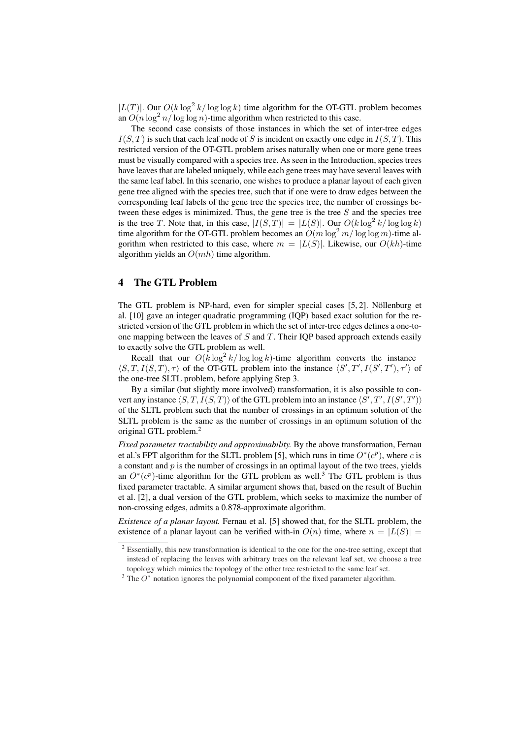$|L(T)|$. Our $O(k \log^2 k / \log \log k)$ time algorithm for the OT-GTL problem becomes an $O(n \log^2 n / \log \log n)$-time algorithm when restricted to this case.

The second case consists of those instances in which the set of inter-tree edges $I(S, T)$ is such that each leaf node of $S$ is incident on exactly one edge in $I(S, T)$. This restricted version of the OT-GTL problem arises naturally when one or more gene trees must be visually compared with a species tree. As seen in the Introduction, species trees have leaves that are labeled uniquely, while each gene trees may have several leaves with the same leaf label. In this scenario, one wishes to produce a planar layout of each given gene tree aligned with the species tree, such that if one were to draw edges between the corresponding leaf labels of the gene tree the species tree, the number of crossings between these edges is minimized. Thus, the gene tree is the tree $S$ and the species tree is the tree $T$. Note that, in this case, $|I(S, T)| = |L(S)|$. Our $O(k \log^2 k / \log \log k)$ time algorithm for the OT-GTL problem becomes an $O(m \log^2 m / \log \log m)$-time algorithm when restricted to this case, where $m = |L(S)|$. Likewise, our $O(kh)$-time algorithm yields an $O(mh)$ time algorithm.

## 4 The GTL Problem

The GTL problem is NP-hard, even for simpler special cases [5, 2]. Nöllenburg et al. [10] gave an integer quadratic programming (IQP) based exact solution for the restricted version of the GTL problem in which the set of inter-tree edges defines a one-to-one mapping between the leaves of $S$ and $T$. Their IQP based approach extends easily to exactly solve the GTL problem as well.

Recall that our $O(k \log^2 k / \log \log k)$-time algorithm converts the instance $\langle S, T, I(S, T), \tau \rangle$ of the OT-GTL problem into the instance $\langle S', T', I(S', T'), \tau' \rangle$ of the one-tree SLTL problem, before applying Step 3.

By a similar (but slightly more involved) transformation, it is also possible to convert any instance $\langle S, T, I(S, T) \rangle$ of the GTL problem into an instance $\langle S', T', I(S', T') \rangle$ of the SLTL problem such that the number of crossings in an optimum solution of the SLTL problem is the same as the number of crossings in an optimum solution of the original GTL problem.[2]

*Fixed parameter tractability and approximability.* By the above transformation, Fernau et al.'s FPT algorithm for the SLTL problem [5], which runs in time $O^*(c^p)$, where $c$ is a constant and $p$ is the number of crossings in an optimal layout of the two trees, yields an $O^*(c^p)$-time algorithm for the GTL problem as well.[3] The GTL problem is thus fixed parameter tractable. A similar argument shows that, based on the result of Buchin et al. [2], a dual version of the GTL problem, which seeks to maximize the number of non-crossing edges, admits a 0.878-approximate algorithm.

*Existence of a planar layout.* Fernau et al. [5] showed that, for the SLTL problem, the existence of a planar layout can be verified with-in $O(n)$ time, where $n = |L(S)| =$

---

[2] Essentially, this new transformation is identical to the one for the one-tree setting, except that instead of replacing the leaves with arbitrary trees on the relevant leaf set, we choose a tree topology which mimics the topology of the other tree restricted to the same leaf set.

[3] The $O^*$ notation ignores the polynomial component of the fixed parameter algorithm.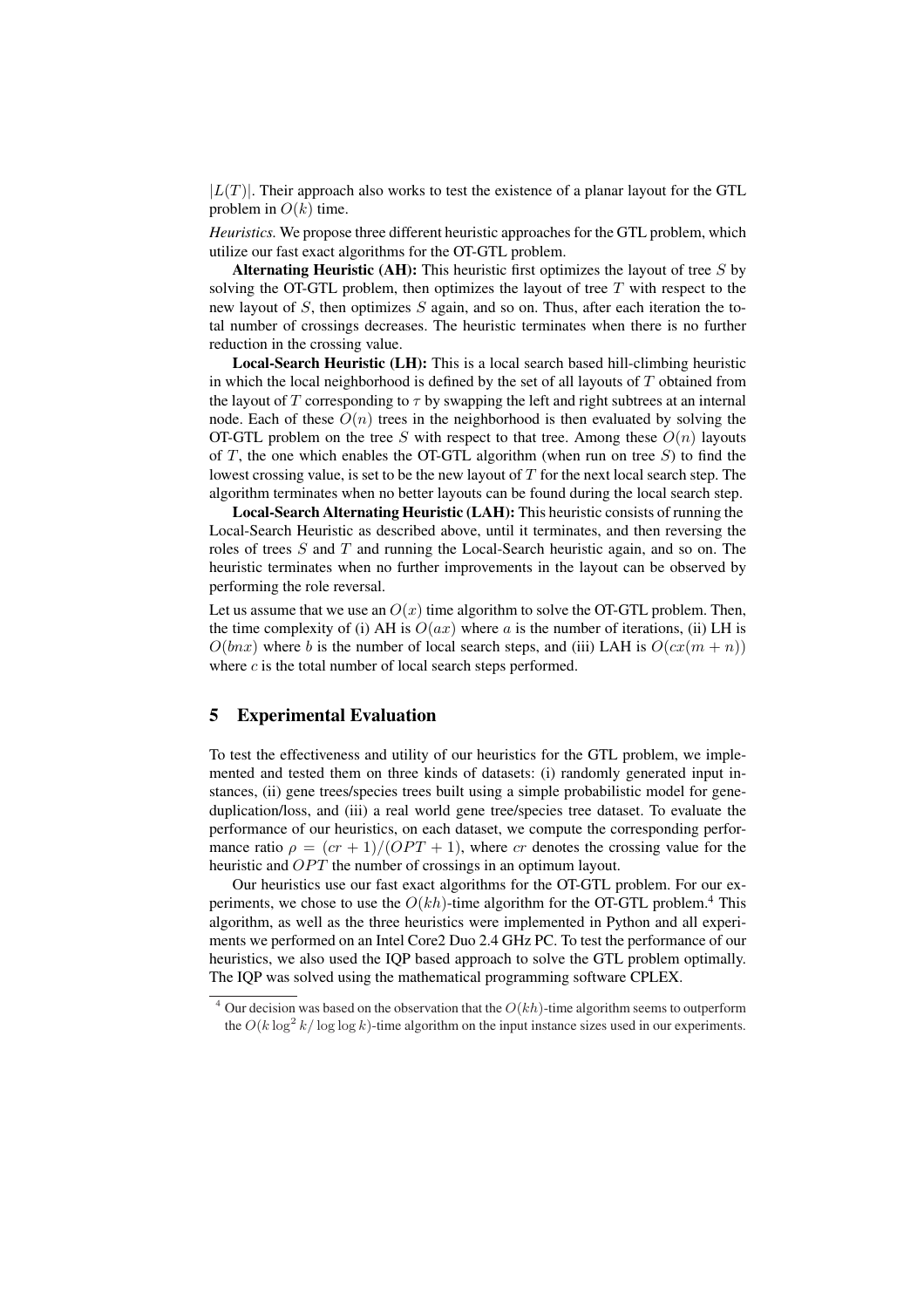$|L(T)|$. Their approach also works to test the existence of a planar layout for the GTL problem in $O(k)$ time.

*Heuristics.* We propose three different heuristic approaches for the GTL problem, which utilize our fast exact algorithms for the OT-GTL problem.

**Alternating Heuristic (AH):** This heuristic first optimizes the layout of tree $S$ by solving the OT-GTL problem, then optimizes the layout of tree $T$ with respect to the new layout of $S$, then optimizes $S$ again, and so on. Thus, after each iteration the total number of crossings decreases. The heuristic terminates when there is no further reduction in the crossing value.

**Local-Search Heuristic (LH):** This is a local search based hill-climbing heuristic in which the local neighborhood is defined by the set of all layouts of $T$ obtained from the layout of $T$ corresponding to $\tau$ by swapping the left and right subtrees at an internal node. Each of these $O(n)$ trees in the neighborhood is then evaluated by solving the OT-GTL problem on the tree $S$ with respect to that tree. Among these $O(n)$ layouts of $T$, the one which enables the OT-GTL algorithm (when run on tree $S$) to find the lowest crossing value, is set to be the new layout of $T$ for the next local search step. The algorithm terminates when no better layouts can be found during the local search step.

**Local-Search Alternating Heuristic (LAH):** This heuristic consists of running the Local-Search Heuristic as described above, until it terminates, and then reversing the roles of trees $S$ and $T$ and running the Local-Search heuristic again, and so on. The heuristic terminates when no further improvements in the layout can be observed by performing the role reversal.

Let us assume that we use an $O(x)$ time algorithm to solve the OT-GTL problem. Then, the time complexity of (i) AH is $O(ax)$ where $a$ is the number of iterations, (ii) LH is $O(bnx)$ where $b$ is the number of local search steps, and (iii) LAH is $O(cx(m + n))$ where $c$ is the total number of local search steps performed.

## 5 Experimental Evaluation

To test the effectiveness and utility of our heuristics for the GTL problem, we implemented and tested them on three kinds of datasets: (i) randomly generated input instances, (ii) gene trees/species trees built using a simple probabilistic model for gene-duplication/loss, and (iii) a real world gene tree/species tree dataset. To evaluate the performance of our heuristics, on each dataset, we compute the corresponding performance ratio $\rho = (cr + 1)/(OPT + 1)$, where $cr$ denotes the crossing value for the heuristic and $OPT$ the number of crossings in an optimum layout.

Our heuristics use our fast exact algorithms for the OT-GTL problem. For our experiments, we chose to use the $O(kh)$-time algorithm for the OT-GTL problem.[4] This algorithm, as well as the three heuristics were implemented in Python and all experiments we performed on an Intel Core2 Duo 2.4 GHz PC. To test the performance of our heuristics, we also used the IQP based approach to solve the GTL problem optimally. The IQP was solved using the mathematical programming software CPLEX.

[4] Our decision was based on the observation that the $O(kh)$-time algorithm seems to outperform the $O(k \log^2 k/ \log \log k)$-time algorithm on the input instance sizes used in our experiments.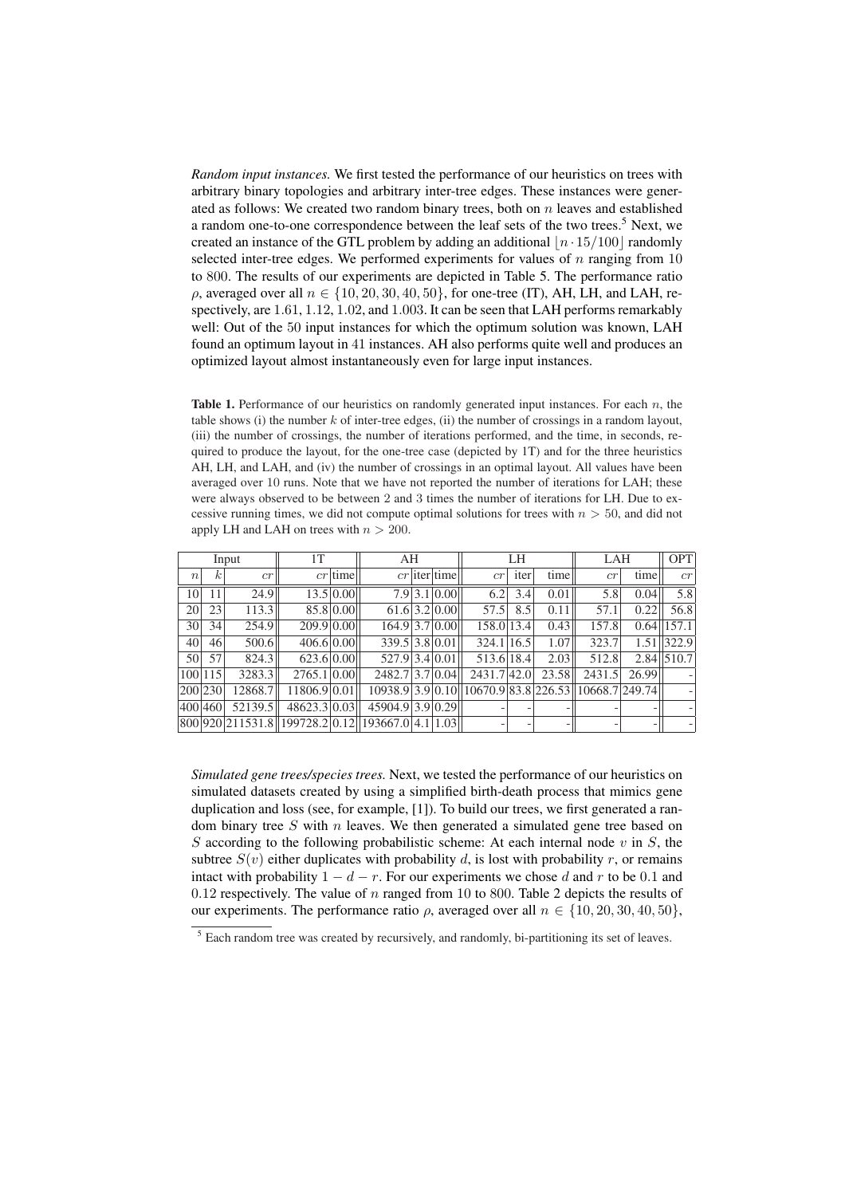*Random input instances.* We first tested the performance of our heuristics on trees with arbitrary binary topologies and arbitrary inter-tree edges. These instances were generated as follows: We created two random binary trees, both on $n$ leaves and established a random one-to-one correspondence between the leaf sets of the two trees.[5] Next, we created an instance of the GTL problem by adding an additional $\lfloor n \cdot 15/100 \rfloor$ randomly selected inter-tree edges. We performed experiments for values of $n$ ranging from 10 to 800. The results of our experiments are depicted in Table 5. The performance ratio $\rho$, averaged over all $n \in \{10, 20, 30, 40, 50\}$, for one-tree (IT), AH, LH, and LAH, respectively, are 1.61, 1.12, 1.02, and 1.003. It can be seen that LAH performs remarkably well: Out of the 50 input instances for which the optimum solution was known, LAH found an optimum layout in 41 instances. AH also performs quite well and produces an optimized layout almost instantaneously even for large input instances.

**Table 1.** Performance of our heuristics on randomly generated input instances. For each $n$, the table shows (i) the number $k$ of inter-tree edges, (ii) the number of crossings in a random layout, (iii) the number of crossings, the number of iterations performed, and the time, in seconds, required to produce the layout, for the one-tree case (depicted by 1T) and for the three heuristics AH, LH, and LAH, and (iv) the number of crossings in an optimal layout. All values have been averaged over 10 runs. Note that we have not reported the number of iterations for LAH; these were always observed to be between 2 and 3 times the number of iterations for LH. Due to excessive running times, we did not compute optimal solutions for trees with $n > 50$, and did not apply LH and LAH on trees with $n > 200$.

| Input | | | 1T | | AH | | | LH | | | LAH | | OPT |
|---|---|---|---|---|---|---|---|---|---|---|---|---|---|
| $n$ | $k$ | $cr$ | $cr$ | time | $cr$ | iter | time | $cr$ | iter | time | $cr$ | time | $cr$ |
| 10 | 11 | 24.9 | 13.5 | 0.00 | 7.9 | 3.1 | 0.00 | 6.2 | 3.4 | 0.01 | 5.8 | 0.04 | 5.8 |
| 20 | 23 | 113.3 | 85.8 | 0.00 | 61.6 | 3.2 | 0.00 | 57.5 | 8.5 | 0.11 | 57.1 | 0.22 | 56.8 |
| 30 | 34 | 254.9 | 209.9 | 0.00 | 164.9 | 3.7 | 0.00 | 158.0 | 13.4 | 0.43 | 157.8 | 0.64 | 157.1 |
| 40 | 46 | 500.6 | 406.6 | 0.00 | 339.5 | 3.8 | 0.01 | 324.1 | 16.5 | 1.07 | 323.7 | 1.51 | 322.9 |
| 50 | 57 | 824.3 | 623.6 | 0.00 | 527.9 | 3.4 | 0.01 | 513.6 | 18.4 | 2.03 | 512.8 | 2.84 | 510.7 |
| 100 | 115 | 3283.3 | 2765.1 | 0.00 | 2482.7 | 3.7 | 0.04 | 2431.7 | 42.0 | 23.58 | 2431.5 | 26.99 | - |
| 200 | 230 | 12868.7 | 11806.9 | 0.01 | 10938.9 | 3.9 | 0.10 | 10670.9 | 83.8 | 226.53 | 10668.7 | 249.74 | - |
| 400 | 460 | 52139.5 | 48623.3 | 0.03 | 45904.9 | 3.9 | 0.29 | - | - | - | - | - | - |
| 800 | 920 | 211531.8 | 199728.2 | 0.12 | 193667.0 | 4.1 | 1.03 | - | - | - | - | - | - |

*Simulated gene trees/species trees.* Next, we tested the performance of our heuristics on simulated datasets created by using a simplified birth-death process that mimics gene duplication and loss (see, for example, [1]). To build our trees, we first generated a random binary tree $S$ with $n$ leaves. We then generated a simulated gene tree based on $S$ according to the following probabilistic scheme: At each internal node $v$ in $S$, the subtree $S(v)$ either duplicates with probability $d$, is lost with probability $r$, or remains intact with probability $1 - d - r$. For our experiments we chose $d$ and $r$ to be 0.1 and 0.12 respectively. The value of $n$ ranged from 10 to 800. Table 2 depicts the results of our experiments. The performance ratio $\rho$, averaged over all $n \in \{10, 20, 30, 40, 50\}$,

[5] Each random tree was created by recursively, and randomly, bi-partitioning its set of leaves.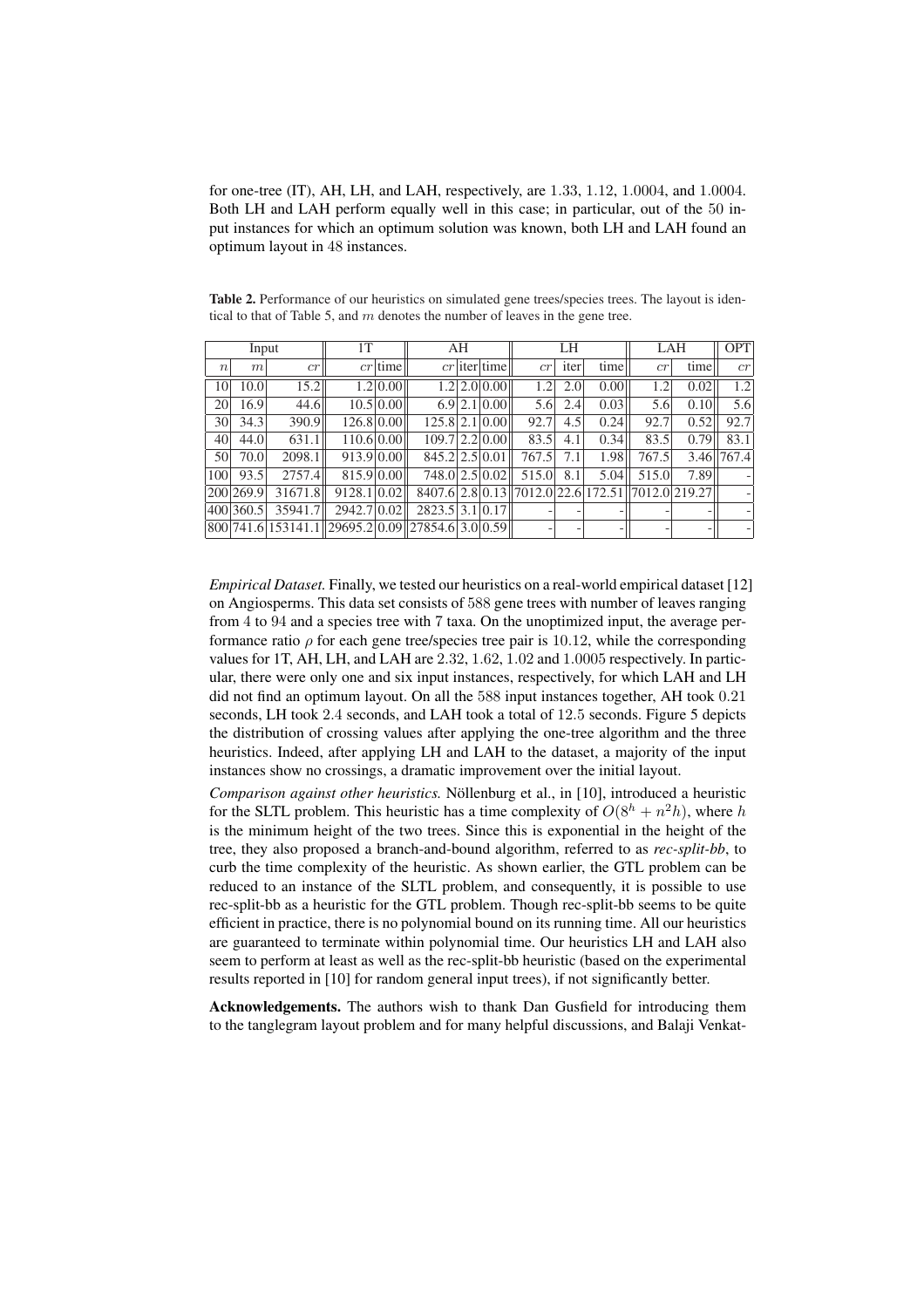for one-tree (IT), AH, LH, and LAH, respectively, are 1.33, 1.12, 1.0004, and 1.0004. Both LH and LAH perform equally well in this case; in particular, out of the 50 input instances for which an optimum solution was known, both LH and LAH found an optimum layout in 48 instances.

**Table 2.** Performance of our heuristics on simulated gene trees/species trees. The layout is identical to that of Table 5, and $m$ denotes the number of leaves in the gene tree.

| Input | | | 1T | | AH | | | LH | | | LAH | | OPT |
|---|---|---|---|---|---|---|---|---|---|---|---|---|---|
| $n$ | $m$ | $cr$ | $cr$ | time | $cr$ | iter | time | $cr$ | iter | time | $cr$ | time | $cr$ |
| 10 | 10.0 | 15.2 | 1.2 | 0.00 | 1.2 | 2.0 | 0.00 | 1.2 | 2.0 | 0.00 | 1.2 | 0.02 | 1.2 |
| 20 | 16.9 | 44.6 | 10.5 | 0.00 | 6.9 | 2.1 | 0.00 | 5.6 | 2.4 | 0.03 | 5.6 | 0.10 | 5.6 |
| 30 | 34.3 | 390.9 | 126.8 | 0.00 | 125.8 | 2.1 | 0.00 | 92.7 | 4.5 | 0.24 | 92.7 | 0.52 | 92.7 |
| 40 | 44.0 | 631.1 | 110.6 | 0.00 | 109.7 | 2.2 | 0.00 | 83.5 | 4.1 | 0.34 | 83.5 | 0.79 | 83.1 |
| 50 | 70.0 | 2098.1 | 913.9 | 0.00 | 845.2 | 2.5 | 0.01 | 767.5 | 7.1 | 1.98 | 767.5 | 3.46 | 767.4 |
| 100 | 93.5 | 2757.4 | 815.9 | 0.00 | 748.0 | 2.5 | 0.02 | 515.0 | 8.1 | 5.04 | 515.0 | 7.89 | - |
| 200 | 269.9 | 31671.8 | 9128.1 | 0.02 | 8407.6 | 2.8 | 0.13 | 7012.0 | 22.6 | 172.51 | 7012.0 | 219.27 | - |
| 400 | 360.5 | 35941.7 | 2942.7 | 0.02 | 2823.5 | 3.1 | 0.17 | - | - | - | - | - | - |
| 800 | 741.6 | 153141.1 | 29695.2 | 0.09 | 27854.6 | 3.0 | 0.59 | - | - | - | - | - | - |

*Empirical Dataset.* Finally, we tested our heuristics on a real-world empirical dataset [12] on Angiosperms. This data set consists of 588 gene trees with number of leaves ranging from 4 to 94 and a species tree with 7 taxa. On the unoptimized input, the average performance ratio $\rho$ for each gene tree/species tree pair is 10.12, while the corresponding values for 1T, AH, LH, and LAH are 2.32, 1.62, 1.02 and 1.0005 respectively. In particular, there were only one and six input instances, respectively, for which LAH and LH did not find an optimum layout. On all the 588 input instances together, AH took 0.21 seconds, LH took 2.4 seconds, and LAH took a total of 12.5 seconds. Figure 5 depicts the distribution of crossing values after applying the one-tree algorithm and the three heuristics. Indeed, after applying LH and LAH to the dataset, a majority of the input instances show no crossings, a dramatic improvement over the initial layout.

*Comparison against other heuristics.* Nöllenburg et al., in [10], introduced a heuristic for the SLTL problem. This heuristic has a time complexity of $O(8^h + n^2h)$, where $h$ is the minimum height of the two trees. Since this is exponential in the height of the tree, they also proposed a branch-and-bound algorithm, referred to as *rec-split-bb*, to curb the time complexity of the heuristic. As shown earlier, the GTL problem can be reduced to an instance of the SLTL problem, and consequently, it is possible to use rec-split-bb as a heuristic for the GTL problem. Though rec-split-bb seems to be quite efficient in practice, there is no polynomial bound on its running time. All our heuristics are guaranteed to terminate within polynomial time. Our heuristics LH and LAH also seem to perform at least as well as the rec-split-bb heuristic (based on the experimental results reported in [10] for random general input trees), if not significantly better.

**Acknowledgements.** The authors wish to thank Dan Gusfield for introducing them to the tanglegram layout problem and for many helpful discussions, and Balaji Venkat-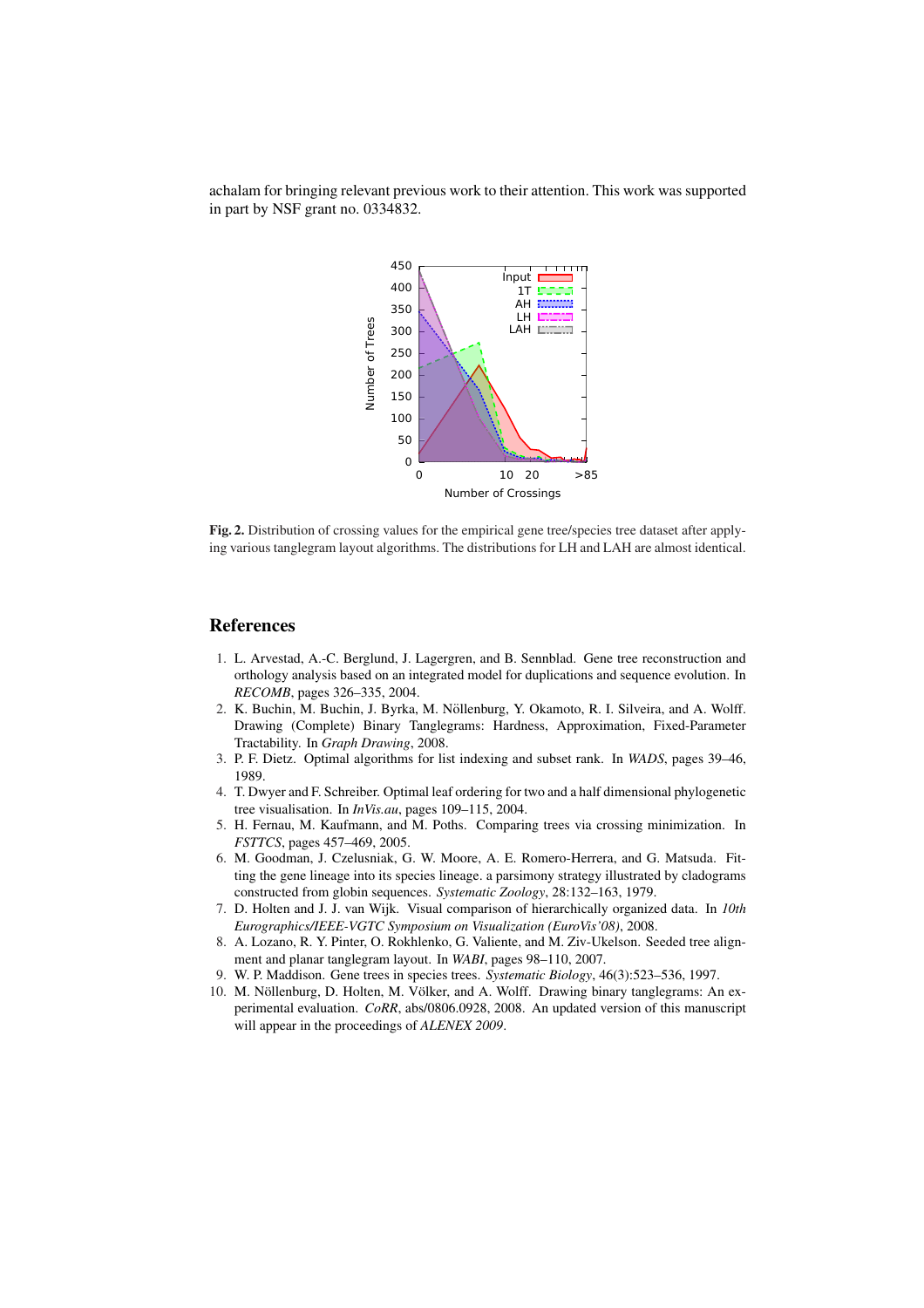achalam for bringing relevant previous work to their attention. This work was supported in part by NSF grant no. 0334832.

450
400
350
300
250
200
150
100
50
0

Number of Trees

Input
1T
AH
LH
LAH

0
10 20
>85

Number of Crossings

**Fig. 2.** Distribution of crossing values for the empirical gene tree/species tree dataset after applying various tanglegram layout algorithms. The distributions for LH and LAH are almost identical.

## References

1. L. Arvestad, A.-C. Berglund, J. Lagergren, and B. Sennblad. Gene tree reconstruction and orthology analysis based on an integrated model for duplications and sequence evolution. In *RECOMB*, pages 326–335, 2004.
2. K. Buchin, M. Buchin, J. Byrka, M. Nöllenburg, Y. Okamoto, R. I. Silveira, and A. Wolff. Drawing (Complete) Binary Tanglegrams: Hardness, Approximation, Fixed-Parameter Tractability. In *Graph Drawing*, 2008.
3. P. F. Dietz. Optimal algorithms for list indexing and subset rank. In *WADS*, pages 39–46, 1989.
4. T. Dwyer and F. Schreiber. Optimal leaf ordering for two and a half dimensional phylogenetic tree visualisation. In *InVis.au*, pages 109–115, 2004.
5. H. Fernau, M. Kaufmann, and M. Poths. Comparing trees via crossing minimization. In *FSTTCS*, pages 457–469, 2005.
6. M. Goodman, J. Czelusniak, G. W. Moore, A. E. Romero-Herrera, and G. Matsuda. Fitting the gene lineage into its species lineage. a parsimony strategy illustrated by cladograms constructed from globin sequences. *Systematic Zoology*, 28:132–163, 1979.
7. D. Holten and J. J. van Wijk. Visual comparison of hierarchically organized data. In *10th Eurographics/IEEE-VGTC Symposium on Visualization (EuroVis'08)*, 2008.
8. A. Lozano, R. Y. Pinter, O. Rokhlenko, G. Valiente, and M. Ziv-Ukelson. Seeded tree alignment and planar tanglegram layout. In *WABI*, pages 98–110, 2007.
9. W. P. Maddison. Gene trees in species trees. *Systematic Biology*, 46(3):523–536, 1997.
10. M. Nöllenburg, D. Holten, M. Völker, and A. Wolff. Drawing binary tanglegrams: An experimental evaluation. *CoRR*, abs/0806.0928, 2008. An updated version of this manuscript will appear in the proceedings of *ALENEX 2009*.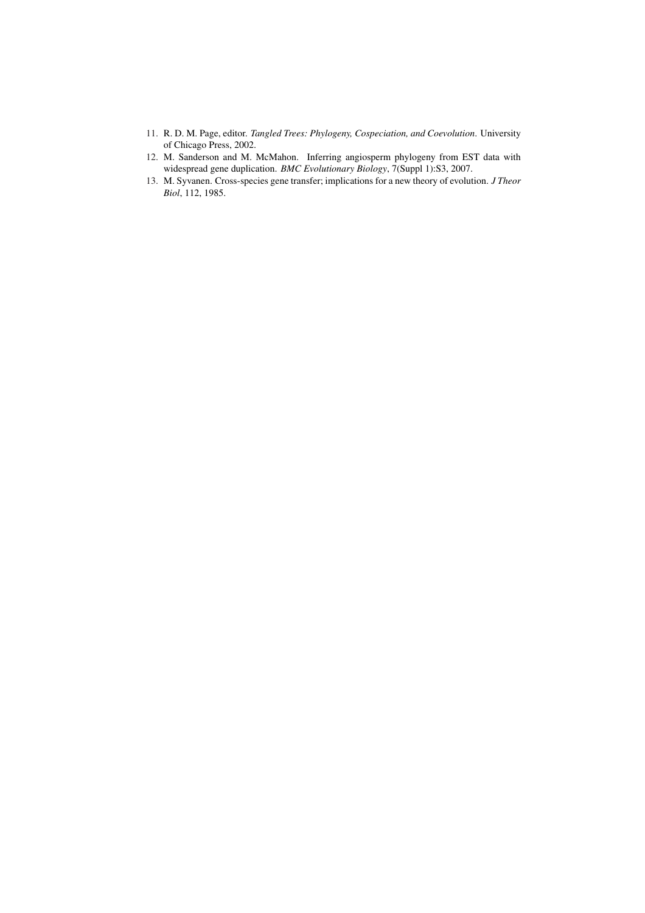11. R. D. M. Page, editor. *Tangled Trees: Phylogeny, Cospeciation, and Coevolution*. University of Chicago Press, 2002.
12. M. Sanderson and M. McMahon. Inferring angiosperm phylogeny from EST data with widespread gene duplication. *BMC Evolutionary Biology*, 7(Suppl 1):S3, 2007.
13. M. Syvanen. Cross-species gene transfer; implications for a new theory of evolution. *J Theor Biol*, 112, 1985.